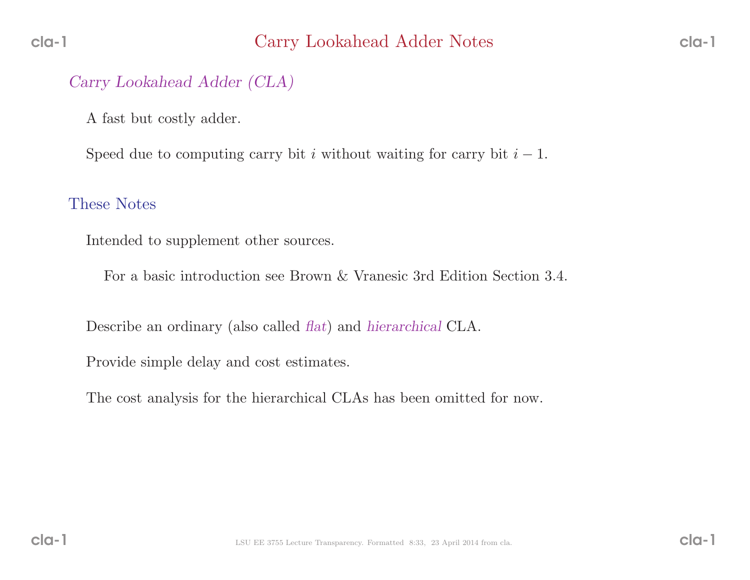# Carry Lookahead Adder Notes

## *Carry Lookahead Adder (CLA)*

A fast but costly adder.

Speed due to computing carry bit $i$ without waiting for carry bit $i-1$.

## These Notes

Intended to supplement other sources.

For a basic introduction see Brown & Vranesic 3rd Edition Section 3.4.

Describe an ordinary (also called *flat*) and *hierarchical* CLA.

Provide simple delay and cost estimates.

The cost analysis for the hierarchical CLAs has been omitted for now.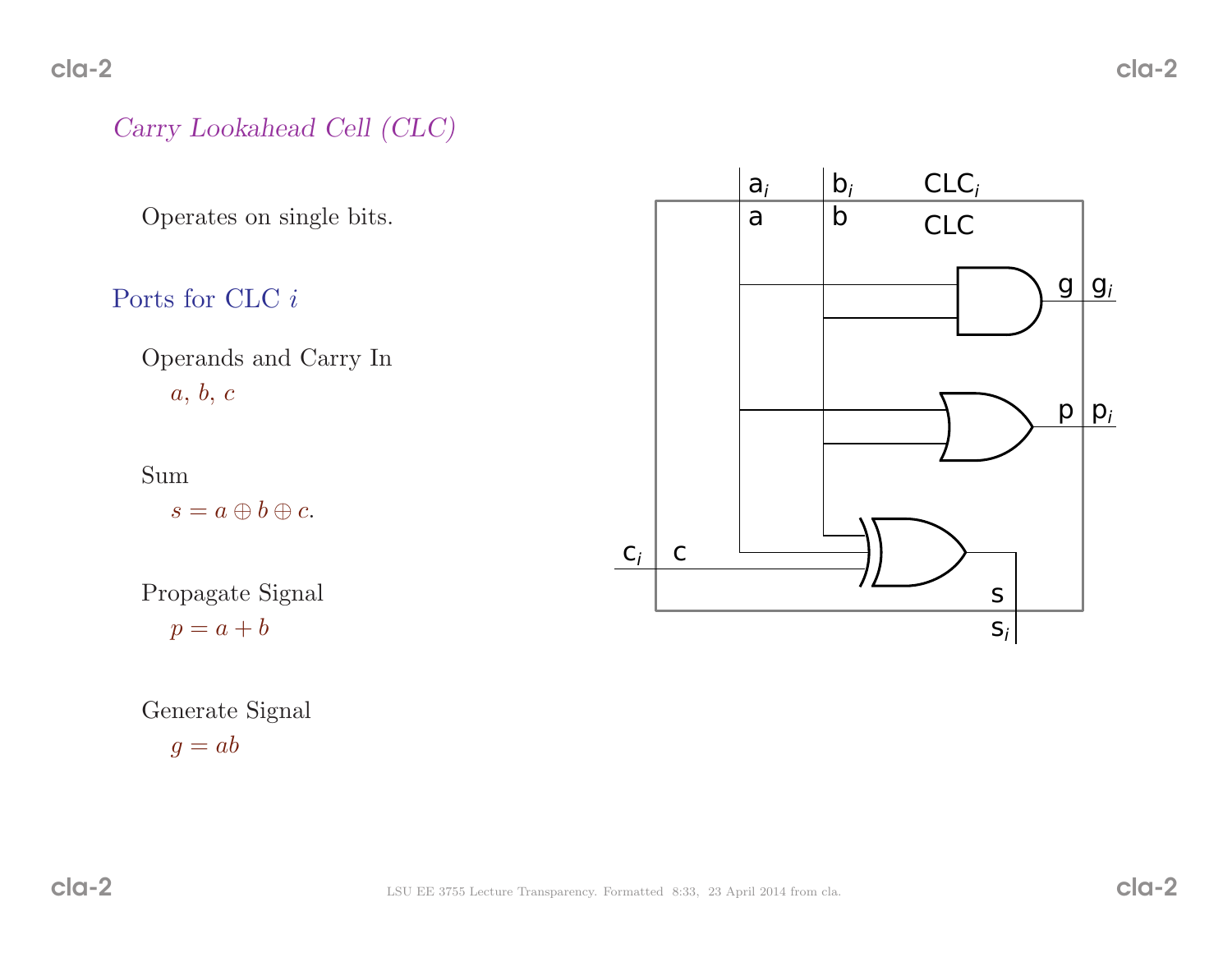## *Carry Lookahead Cell (CLC)*

Operates on single bits.

### Ports for CLC $i$

Operands and Carry In

$a$, $b$, $c$

Sum

$s = a \oplus b \oplus c$.

Propagate Signal

$p = a + b$

Generate Signal

$g = ab$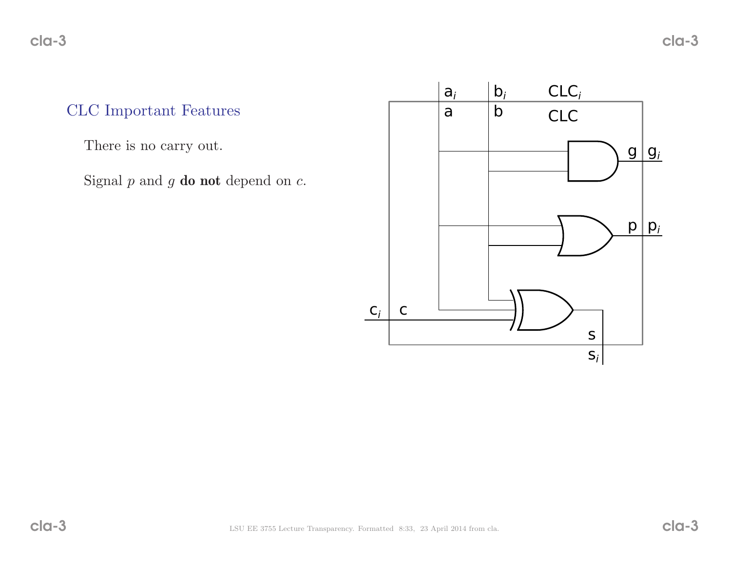## CLC Important Features

There is no carry out.

Signal $p$ and $g$ **do not** depend on $c$.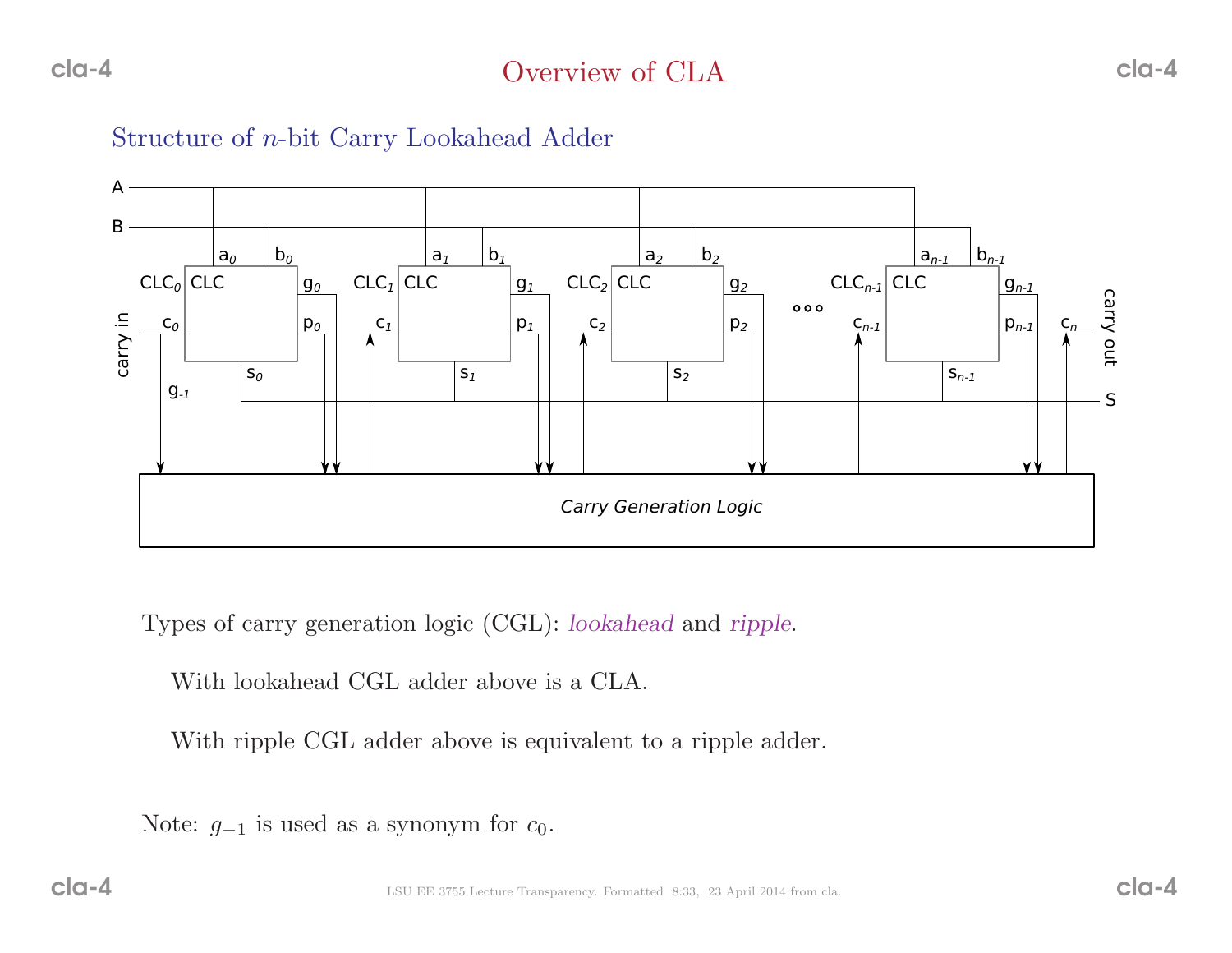# Overview of CLA

## Structure of $n$-bit Carry Lookahead Adder

Types of carry generation logic (CGL): *lookahead* and *ripple*.

With lookahead CGL adder above is a CLA.

With ripple CGL adder above is equivalent to a ripple adder.

Note: $g_{-1}$ is used as a synonym for $c_0$.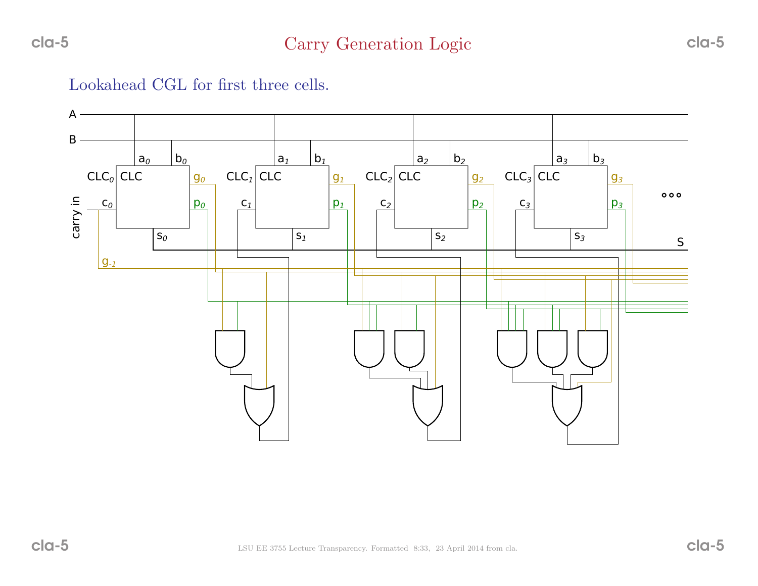# Carry Generation Logic

Lookahead CGL for first three cells.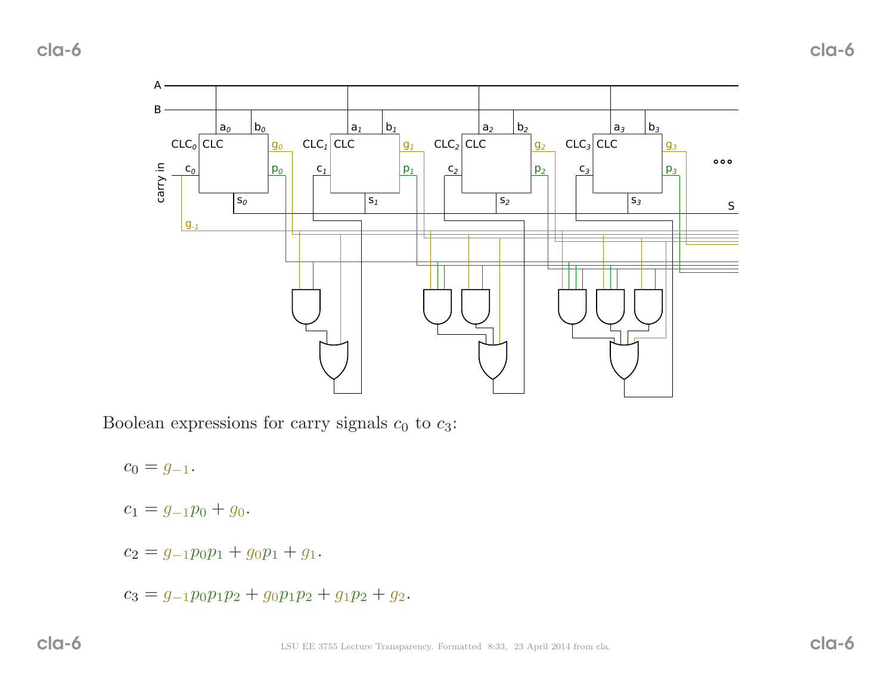Boolean expressions for carry signals $c_0$ to $c_3$:

$$c_0 = g_{-1}.$$

$$c_1 = g_{-1}p_0 + g_0.$$

$$c_2 = g_{-1}p_0p_1 + g_0p_1 + g_1.$$

$$c_3 = g_{-1}p_0p_1p_2 + g_0p_1p_2 + g_1p_2 + g_2.$$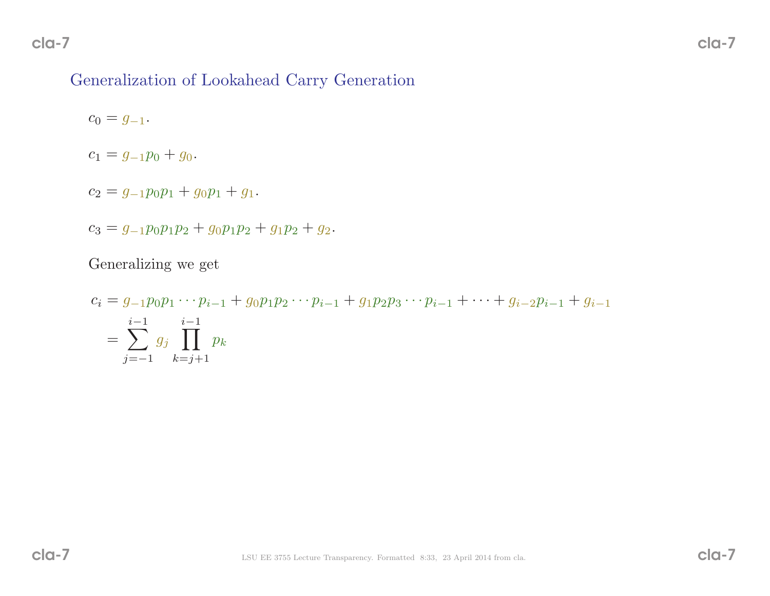## Generalization of Lookahead Carry Generation

$c_0 = g_{-1}$.

$c_1 = g_{-1}p_0 + g_0$.

$c_2 = g_{-1}p_0p_1 + g_0p_1 + g_1$.

$c_3 = g_{-1}p_0p_1p_2 + g_0p_1p_2 + g_1p_2 + g_2$.

Generalizing we get

$$
\begin{aligned}
c_i &= g_{-1}p_0p_1 \cdots p_{i-1} + g_0p_1p_2 \cdots p_{i-1} + g_1p_2p_3 \cdots p_{i-1} + \cdots + g_{i-2}p_{i-1} + g_{i-1} \\
&= \sum_{j=-1}^{i-1} g_j \prod_{k=j+1}^{i-1} p_k
\end{aligned}
$$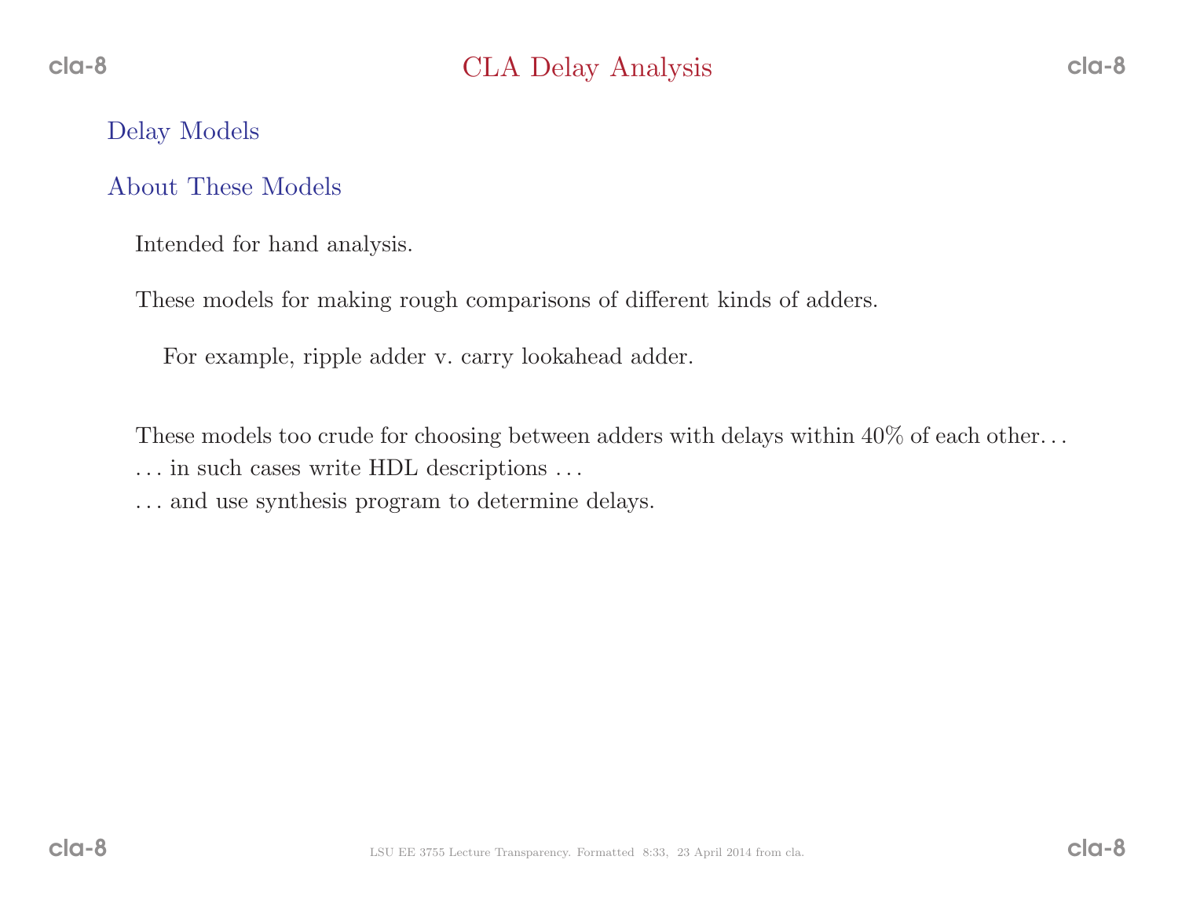# CLA Delay Analysis

## Delay Models

## About These Models

Intended for hand analysis.

These models for making rough comparisons of different kinds of adders.

For example, ripple adder v. carry lookahead adder.

These models too crude for choosing between adders with delays within 40% of each other. . .
. . . in such cases write HDL descriptions . . .
. . . and use synthesis program to determine delays.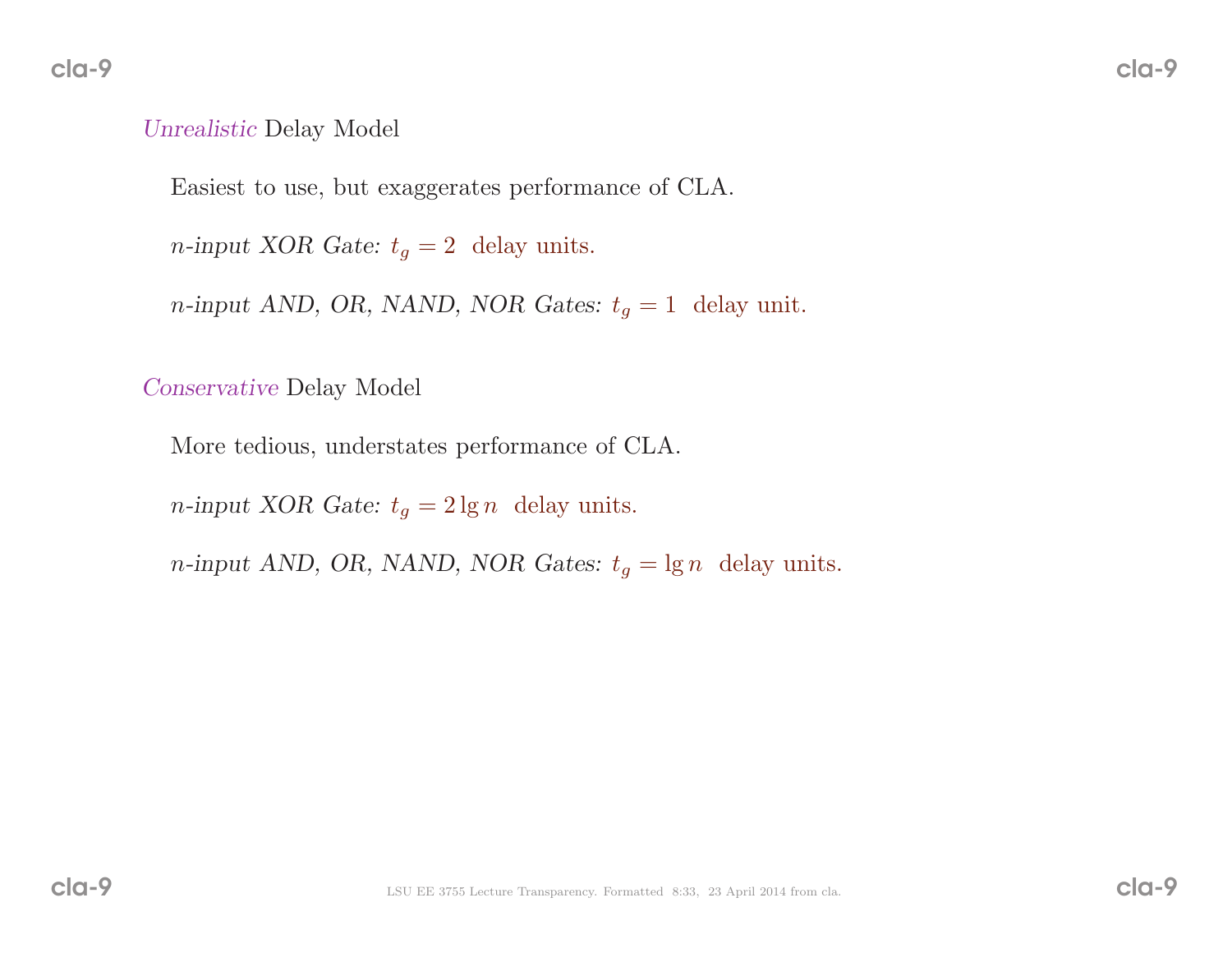## *Unrealistic* Delay Model

Easiest to use, but exaggerates performance of CLA.

*$n$-input XOR Gate:* $t_g = 2$ delay units.

*$n$-input AND, OR, NAND, NOR Gates:* $t_g = 1$ delay unit.

## *Conservative* Delay Model

More tedious, understates performance of CLA.

*$n$-input XOR Gate:* $t_g = 2 \lg n$ delay units.

*$n$-input AND, OR, NAND, NOR Gates:* $t_g = \lg n$ delay units.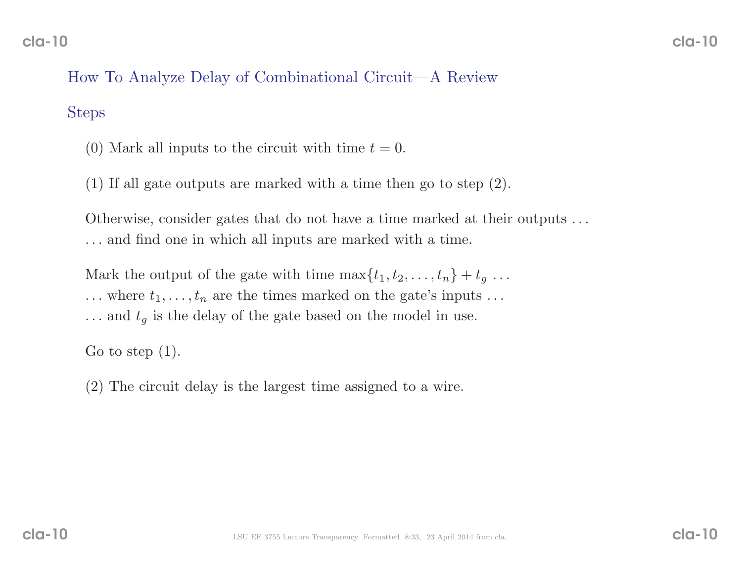## How To Analyze Delay of Combinational Circuit—A Review

### Steps

(0) Mark all inputs to the circuit with time $t = 0$.

(1) If all gate outputs are marked with a time then go to step (2).

Otherwise, consider gates that do not have a time marked at their outputs . . .
. . . and find one in which all inputs are marked with a time.

Mark the output of the gate with time $\max\{t_1, t_2, \ldots, t_n\} + t_g$ . . .
. . . where $t_1, \ldots, t_n$ are the times marked on the gate's inputs . . .
. . . and $t_g$ is the delay of the gate based on the model in use.

Go to step (1).

(2) The circuit delay is the largest time assigned to a wire.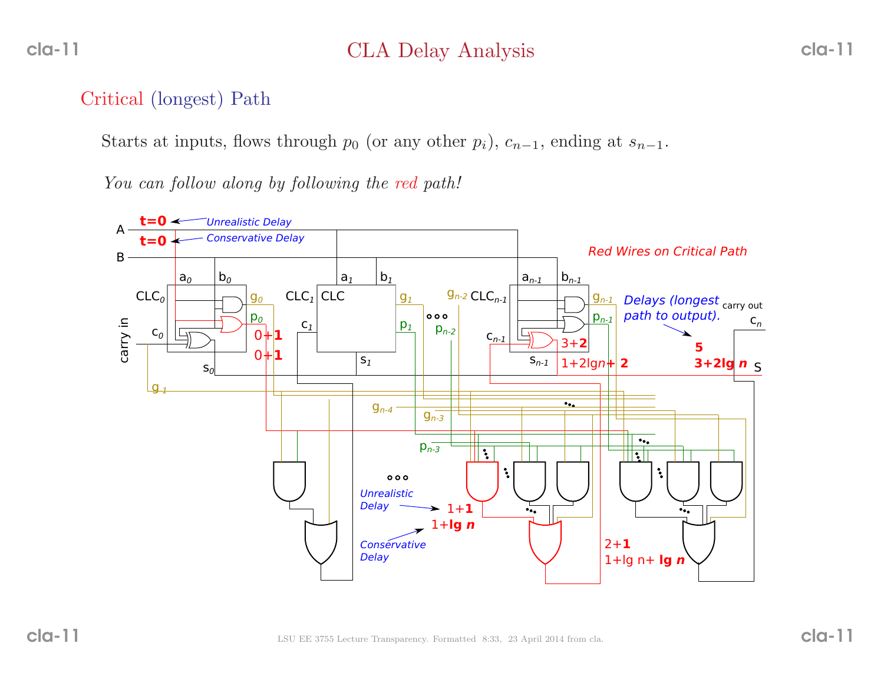# CLA Delay Analysis

## Critical (longest) Path

Starts at inputs, flows through $p_0$ (or any other $p_i$), $c_{n-1}$, ending at $s_{n-1}$.

*You can follow along by following the red path!*

A
t=0 ← *Unrealistic Delay*

t=0 ← *Conservative Delay*

B

*Red Wires on Critical Path*

$a_0$ $b_0$ $a_1$ $b_1$ $a_{n-1}$ $b_{n-1}$

$CLC_0$ $g_0$ $p_0$ $CLC_1$ CLC $g_1$ $p_1$ $g_{n-2}$ $p_{n-2}$ $CLC_{n-1}$ $g_{n-1}$ $p_{n-1}$

carry in $c_0$ $c_1$ $c_{n-1}$

0+**1**

0+**1**

3+**2**

1+2lg*n*+ **2**

$s_0$ $s_1$ $s_{n-1}$

*Delays (longest path to output).*

carry out $c_n$

**5**

**3+2lg *n***

S

$g_{-1}$ $g_{n-4}$ $g_{n-3}$ $p_{n-3}$

*Unrealistic Delay* → 1+**1**

*Conservative Delay* → 1+**lg *n***

2+**1**

1+lg n+ **lg *n***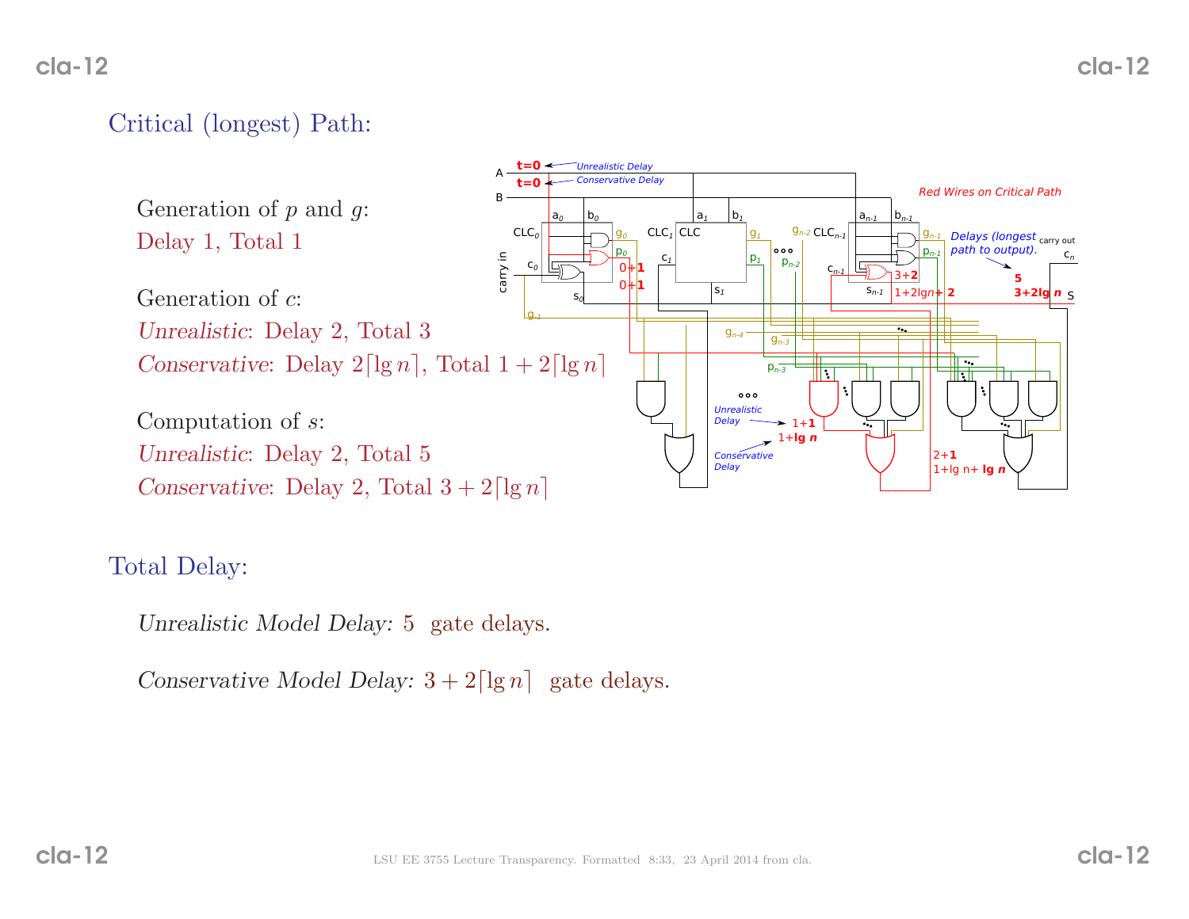## Critical (longest) Path:

Generation of $p$ and $g$:
Delay 1, Total 1

Generation of $c$:
*Unrealistic*: Delay 2, Total 3
*Conservative*: Delay $2\lceil \lg n \rceil$, Total $1 + 2\lceil \lg n \rceil$

Computation of $s$:
*Unrealistic*: Delay 2, Total 5
*Conservative*: Delay 2, Total $3 + 2\lceil \lg n \rceil$

## Total Delay:

*Unrealistic Model Delay:* 5 gate delays.

*Conservative Model Delay:* $3 + 2\lceil \lg n \rceil$ gate delays.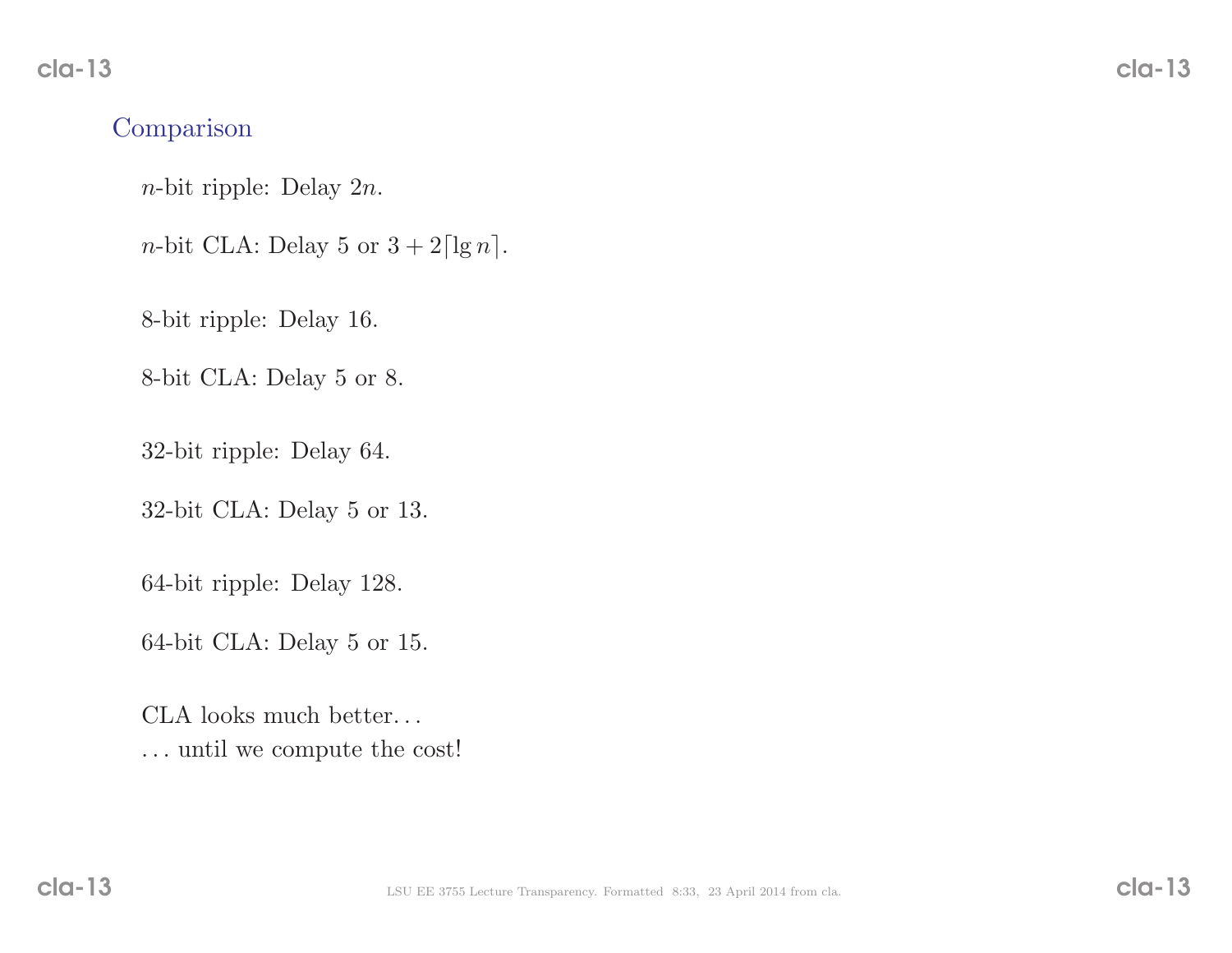## Comparison

$n$-bit ripple: Delay $2n$.

$n$-bit CLA: Delay 5 or $3 + 2\lceil \lg n \rceil$.

8-bit ripple: Delay 16.

8-bit CLA: Delay 5 or 8.

32-bit ripple: Delay 64.

32-bit CLA: Delay 5 or 13.

64-bit ripple: Delay 128.

64-bit CLA: Delay 5 or 15.

CLA looks much better…
… until we compute the cost!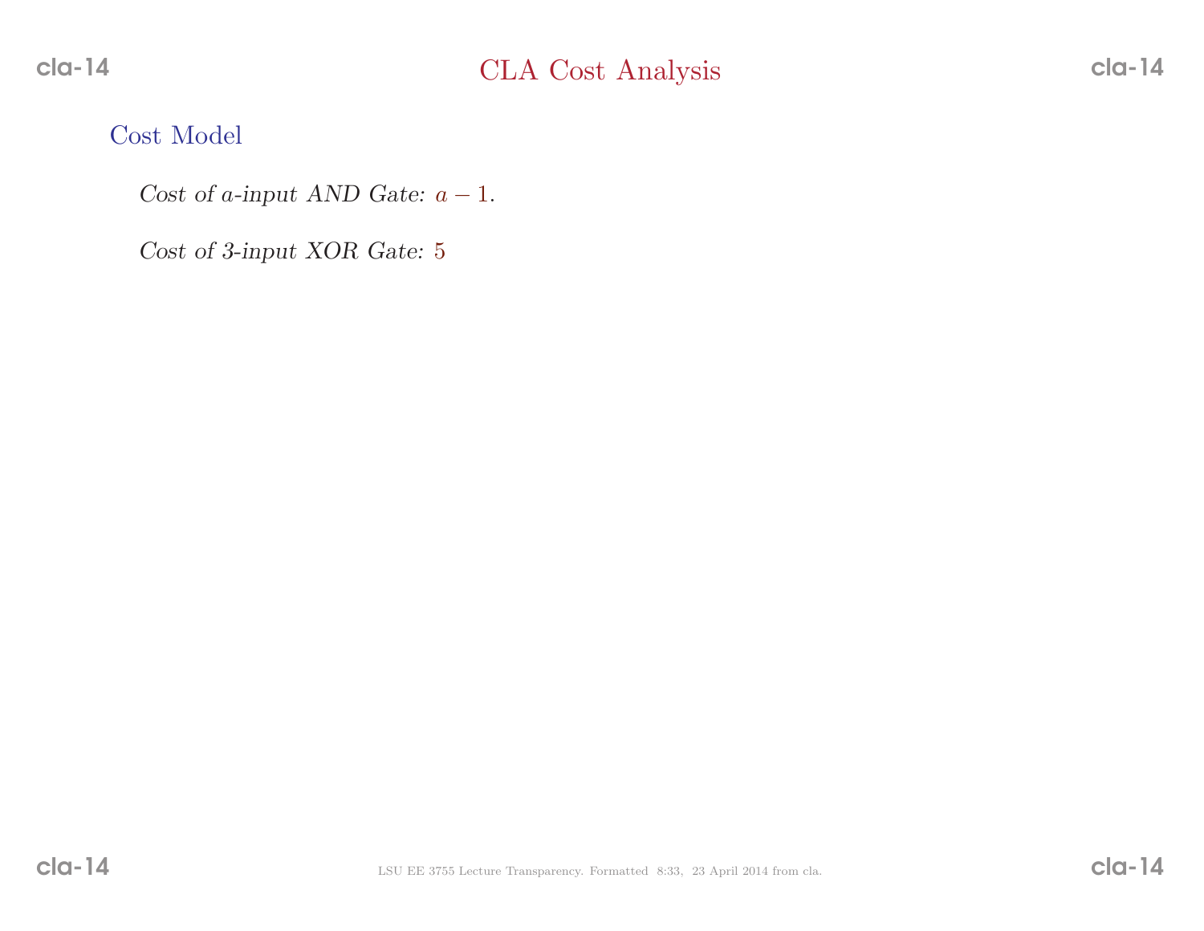# CLA Cost Analysis

## Cost Model

*Cost of $a$-input AND Gate:* $a - 1$.

*Cost of 3-input XOR Gate:* $5$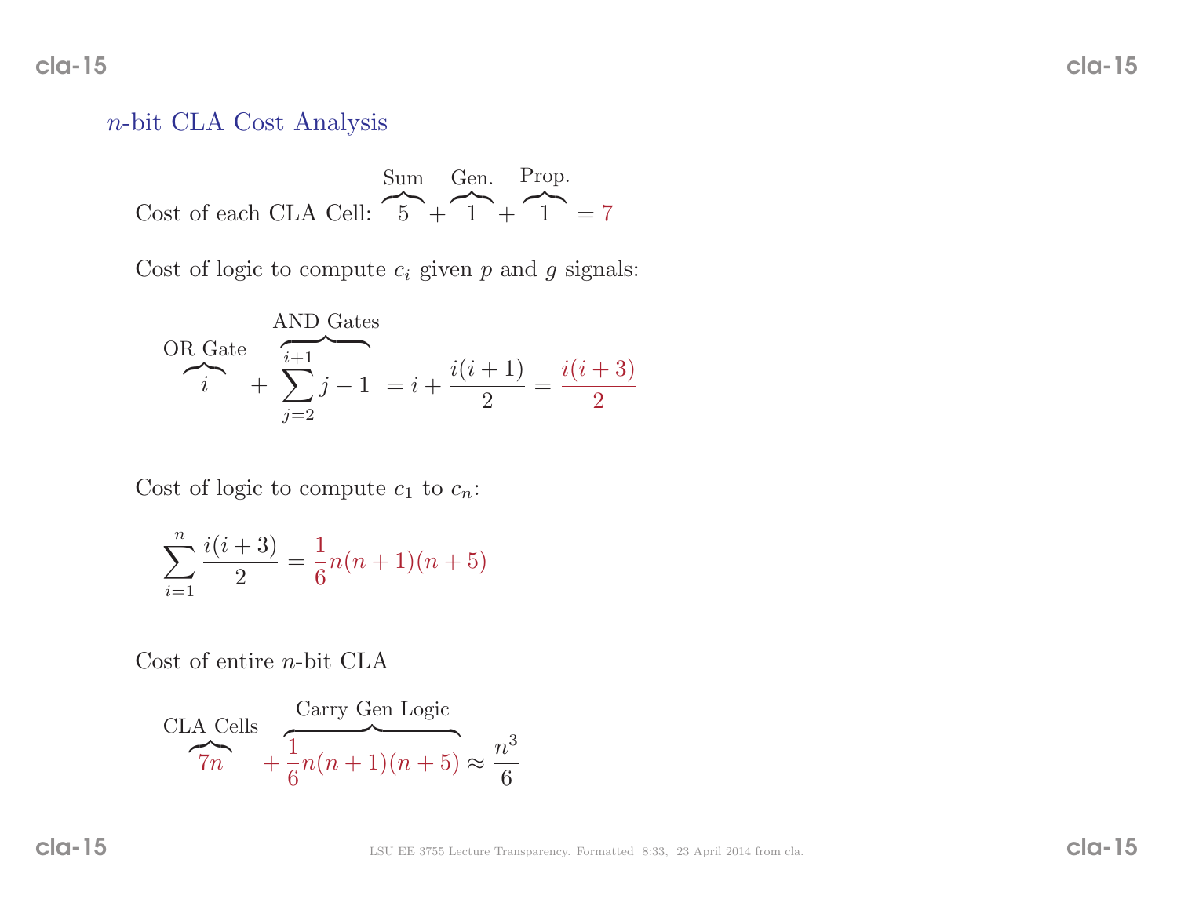## $n$-bit CLA Cost Analysis

Cost of each CLA Cell: $\overbrace{5}^{\text{Sum}} + \overbrace{1}^{\text{Gen.}} + \overbrace{1}^{\text{Prop.}} = 7$

Cost of logic to compute $c_i$ given $p$ and $g$ signals:

$$\overbrace{i}^{\text{OR Gate}} + \overbrace{\sum_{j=2}^{i+1} j - 1}^{\text{AND Gates}} = i + \frac{i(i+1)}{2} = \frac{i(i+3)}{2}$$

Cost of logic to compute $c_1$ to $c_n$:

$$\sum_{i=1}^{n} \frac{i(i+3)}{2} = \frac{1}{6}n(n+1)(n+5)$$

Cost of entire $n$-bit CLA

$$\overbrace{7n}^{\text{CLA Cells}} + \overbrace{\frac{1}{6}n(n+1)(n+5)}^{\text{Carry Gen Logic}} \approx \frac{n^3}{6}$$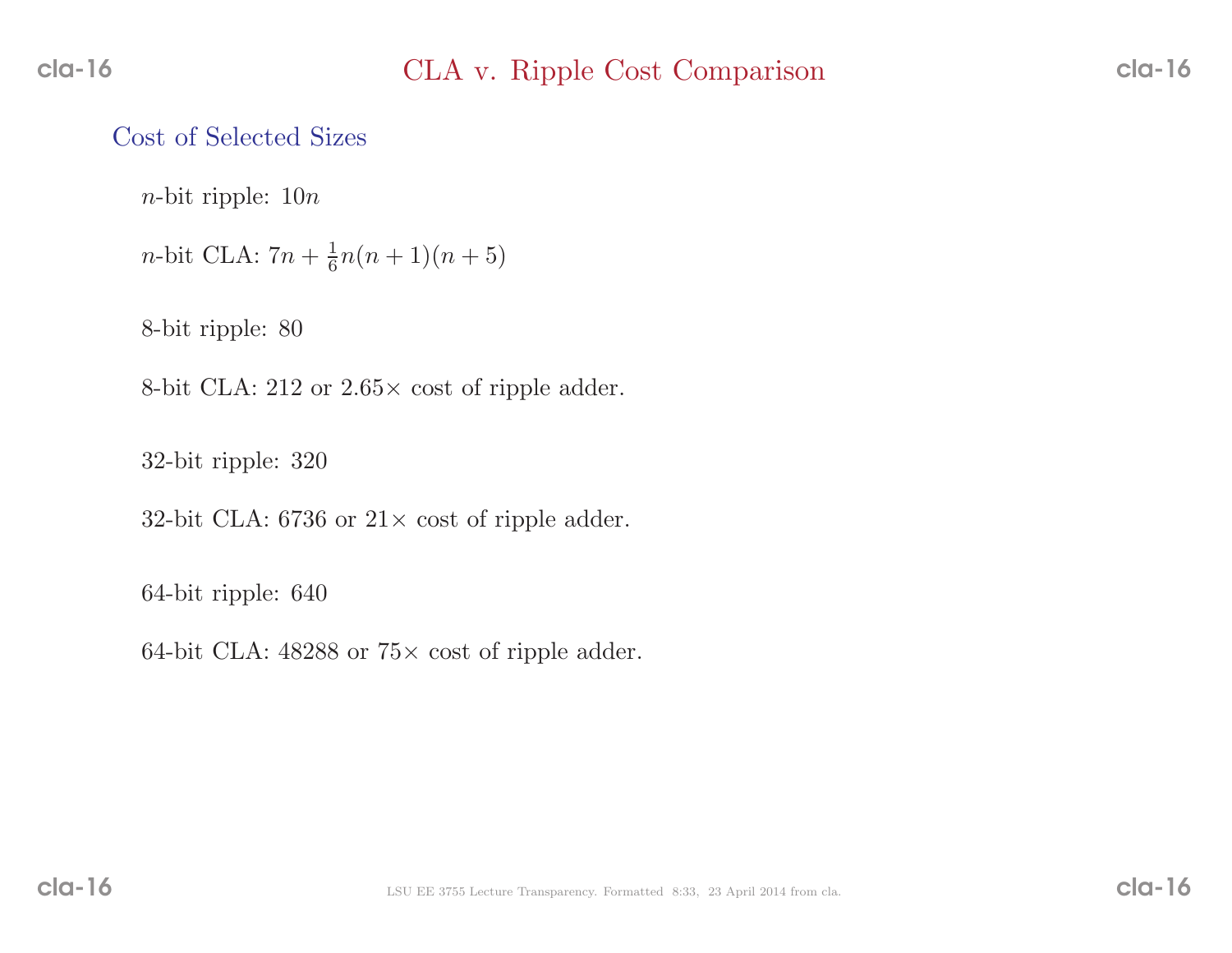# CLA v. Ripple Cost Comparison

## Cost of Selected Sizes

$n$-bit ripple: $10n$

$n$-bit CLA: $7n + \frac{1}{6}n(n+1)(n+5)$

8-bit ripple: 80

8-bit CLA: 212 or $2.65\times$ cost of ripple adder.

32-bit ripple: 320

32-bit CLA: 6736 or $21\times$ cost of ripple adder.

64-bit ripple: 640

64-bit CLA: 48288 or $75\times$ cost of ripple adder.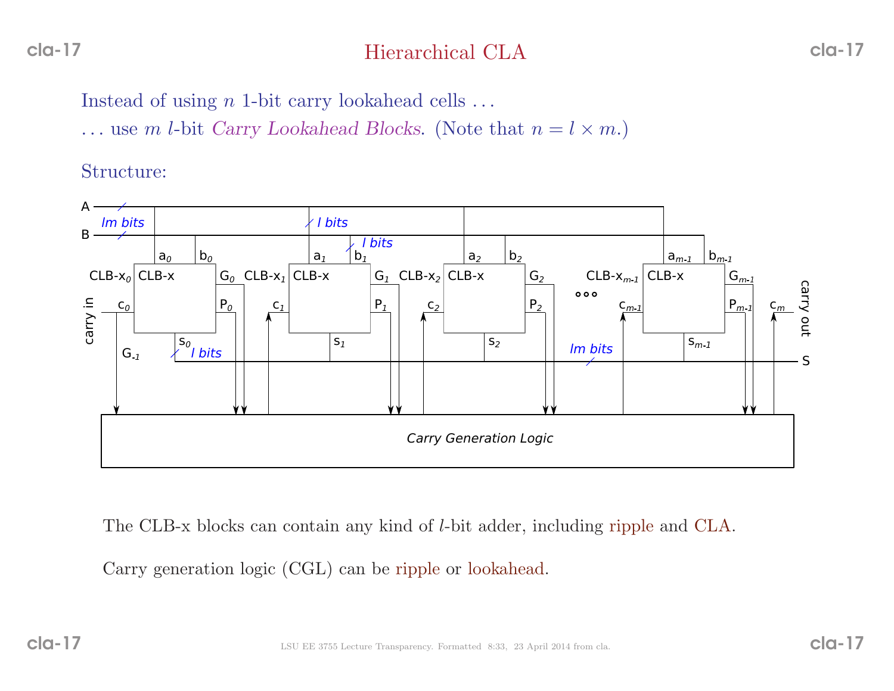# Hierarchical CLA

Instead of using $n$ 1-bit carry lookahead cells ...

... use $m$ $l$-bit *Carry Lookahead Blocks*. (Note that $n = l \times m$.)

Structure:

The CLB-x blocks can contain any kind of $l$-bit adder, including ripple and CLA.

Carry generation logic (CGL) can be ripple or lookahead.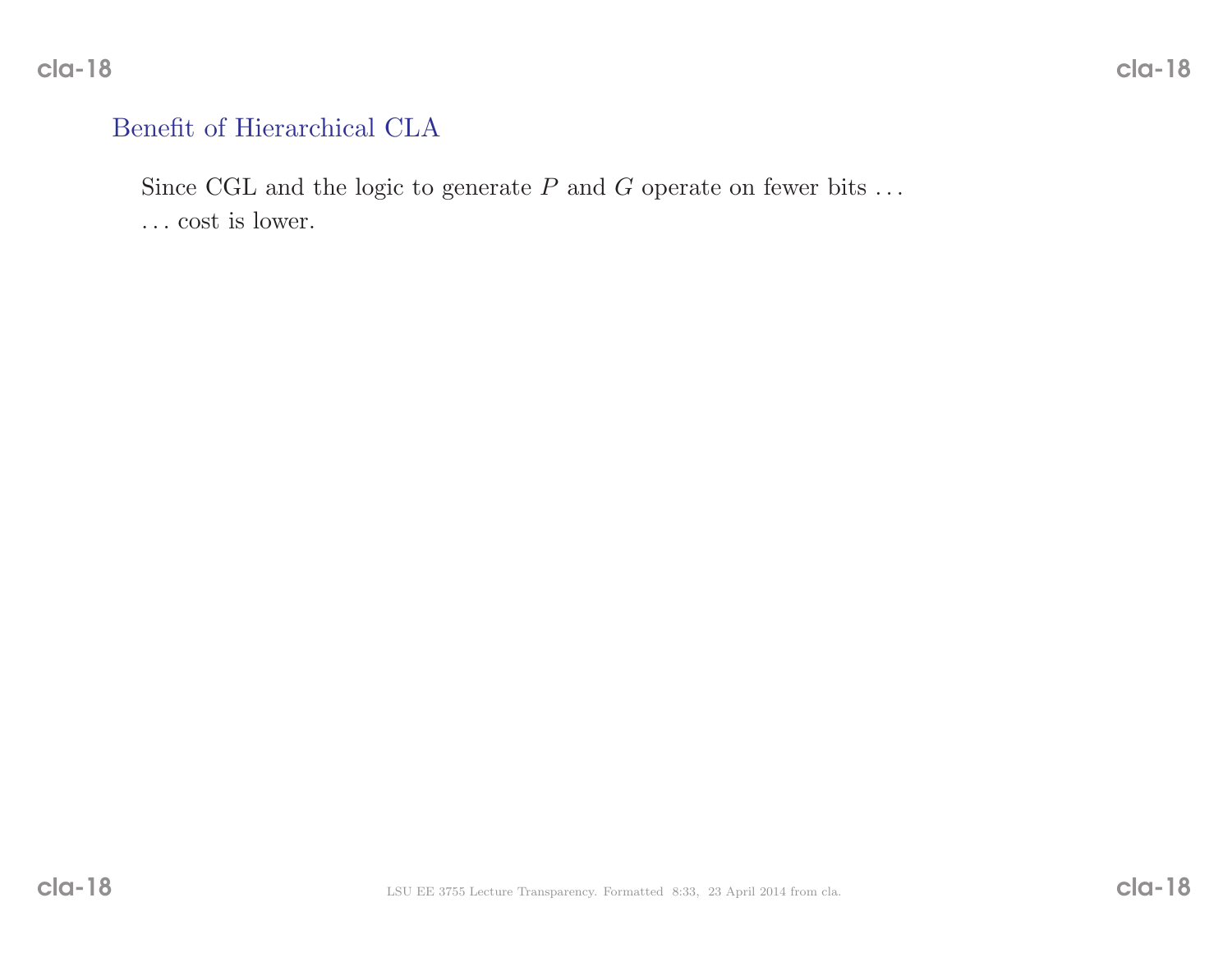## Benefit of Hierarchical CLA

Since CGL and the logic to generate $P$ and $G$ operate on fewer bits . . .
. . . cost is lower.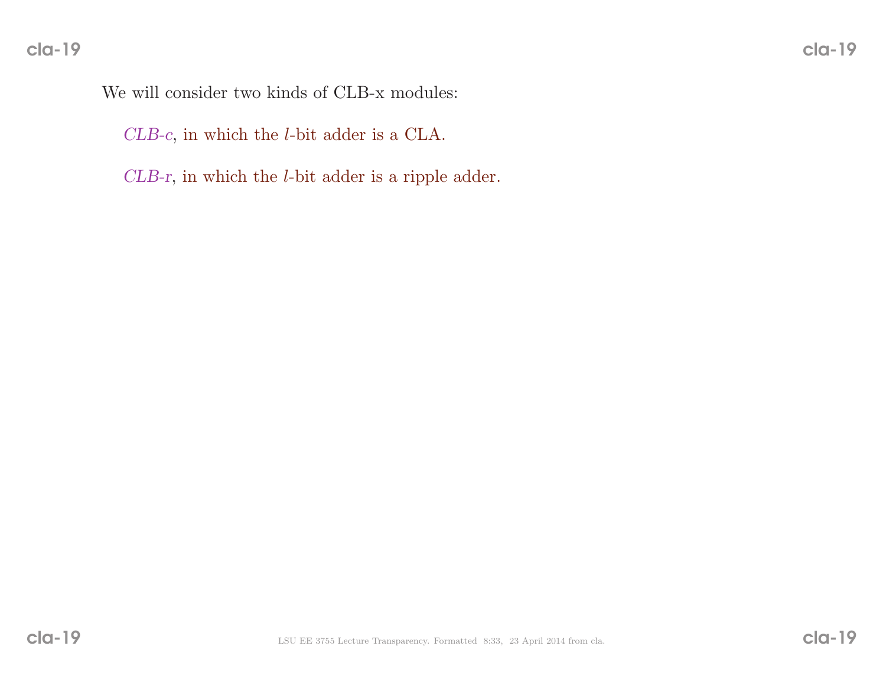We will consider two kinds of CLB-x modules:

*CLB-c*, in which the $l$-bit adder is a CLA.

*CLB-r*, in which the $l$-bit adder is a ripple adder.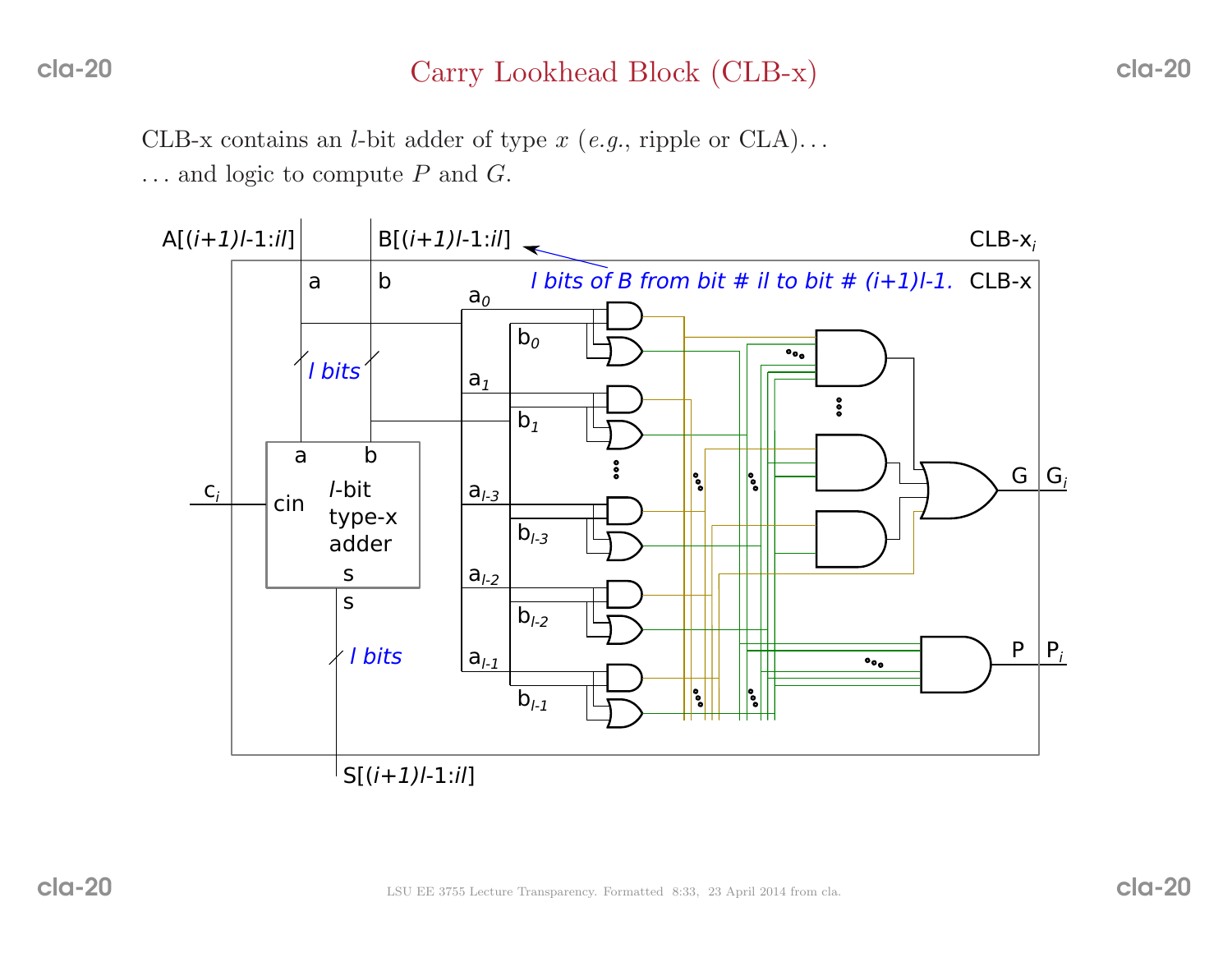# Carry Lookhead Block (CLB-x)

CLB-x contains an $l$-bit adder of type $x$ (*e.g.*, ripple or CLA)...

... and logic to compute $P$ and $G$.

A[(*i*+1)*l*-1:*il*]  B[(*i*+1)*l*-1:*il*]  CLB-x$_i$

*l bits of B from bit # il to bit # (i+1)l-1.*  CLB-x

a  b  $a_0$  $b_0$  $a_1$  $b_1$  $a_{l-3}$  $b_{l-3}$  $a_{l-2}$  $b_{l-2}$  $a_{l-1}$  $b_{l-1}$

*l bits*

$c_i$  cin  a  b  *l*-bit type-x adder  s

s  *l bits*

S[(*i*+1)*l*-1:*il*]

G  $G_i$

P  $P_i$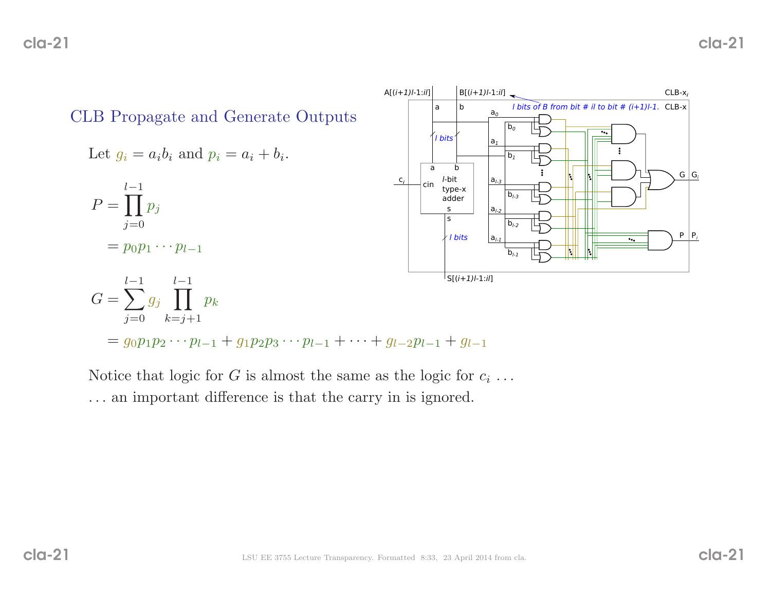## CLB Propagate and Generate Outputs

Let $g_i = a_i b_i$ and $p_i = a_i + b_i$.

$$P = \prod_{j=0}^{l-1} p_j$$

$$= p_0 p_1 \cdots p_{l-1}$$

$$G = \sum_{j=0}^{l-1} g_j \prod_{k=j+1}^{l-1} p_k$$

$$= g_0 p_1 p_2 \cdots p_{l-1} + g_1 p_2 p_3 \cdots p_{l-1} + \cdots + g_{l-2} p_{l-1} + g_{l-1}$$

Notice that logic for $G$ is almost the same as the logic for $c_i$ ...

... an important difference is that the carry in is ignored.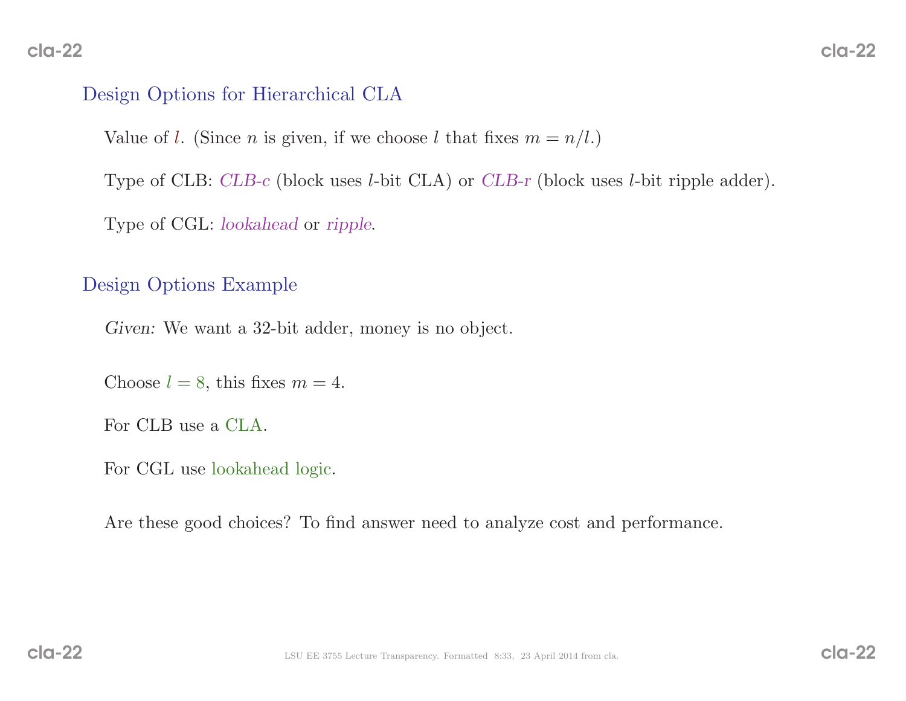## Design Options for Hierarchical CLA

Value of $l$. (Since $n$ is given, if we choose $l$ that fixes $m = n/l$.)

Type of CLB: *CLB-c* (block uses $l$-bit CLA) or *CLB-r* (block uses $l$-bit ripple adder).

Type of CGL: *lookahead* or *ripple*.

## Design Options Example

*Given:* We want a 32-bit adder, money is no object.

Choose $l = 8$, this fixes $m = 4$.

For CLB use a CLA.

For CGL use lookahead logic.

Are these good choices? To find answer need to analyze cost and performance.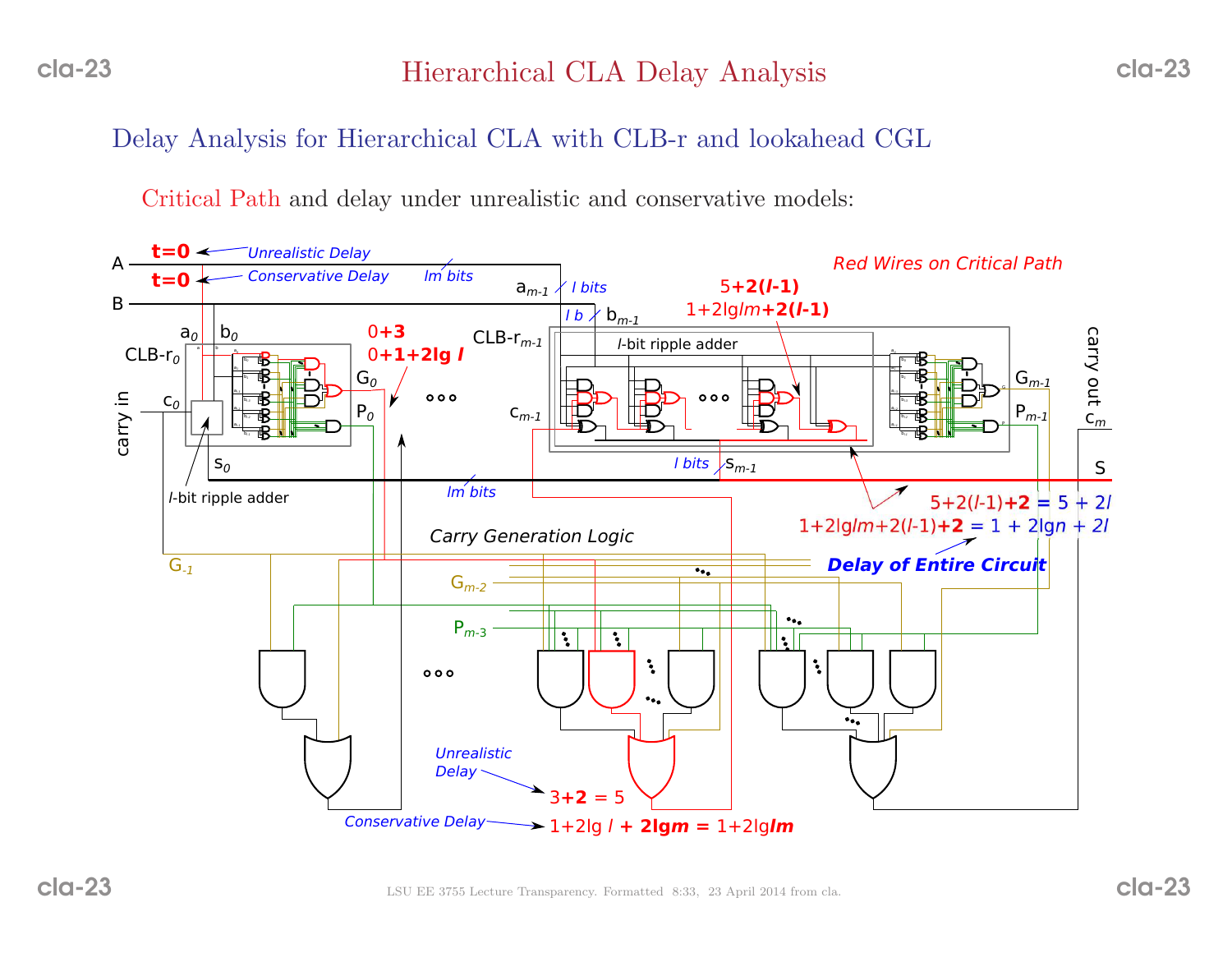# Hierarchical CLA Delay Analysis

## Delay Analysis for Hierarchical CLA with CLB-r and lookahead CGL

Critical Path and delay under unrealistic and conservative models:

A: $t=0$ ← Unrealistic Delay

B: $t=0$ ← Conservative Delay

$lm$ bits

Red Wires on Critical Path

CLB-$r_0$: $0+3$ ; $0+1+2\lg l$ ($G_0$, $P_0$)

CLB-$r_{m-1}$ ($l$-bit ripple adder): $5+2(l-1)$ ; $1+2\lg lm+2(l-1)$

Carry Generation Logic:

Unrealistic Delay → $3+2 = 5$

Conservative Delay → $1+2\lg l + 2\lg m = 1+2\lg lm$

Delay of Entire Circuit:

$5+2(l-1)+2 = 5 + 2l$

$1+2\lg lm+2(l-1)+2 = 1 + 2\lg n + 2l$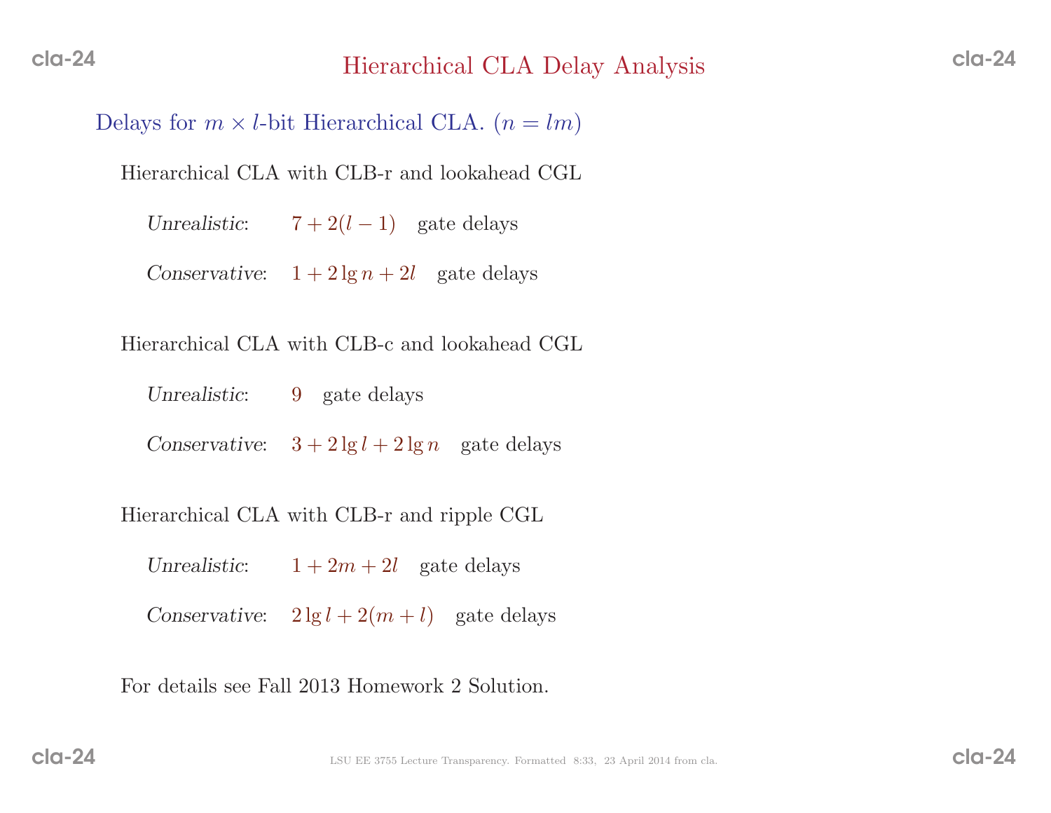# Hierarchical CLA Delay Analysis

## Delays for $m \times l$-bit Hierarchical CLA. ($n = lm$)

Hierarchical CLA with CLB-r and lookahead CGL

*Unrealistic*: $7 + 2(l - 1)$ gate delays

*Conservative*: $1 + 2\lg n + 2l$ gate delays

Hierarchical CLA with CLB-c and lookahead CGL

*Unrealistic*: $9$ gate delays

*Conservative*: $3 + 2\lg l + 2\lg n$ gate delays

Hierarchical CLA with CLB-r and ripple CGL

*Unrealistic*: $1 + 2m + 2l$ gate delays

*Conservative*: $2\lg l + 2(m + l)$ gate delays

For details see Fall 2013 Homework 2 Solution.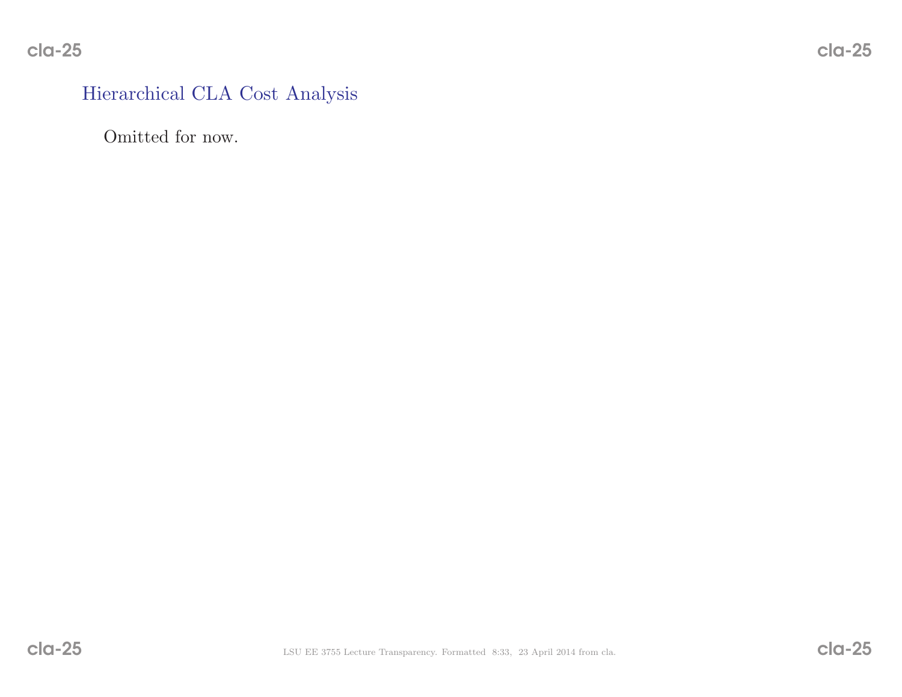## Hierarchical CLA Cost Analysis

Omitted for now.